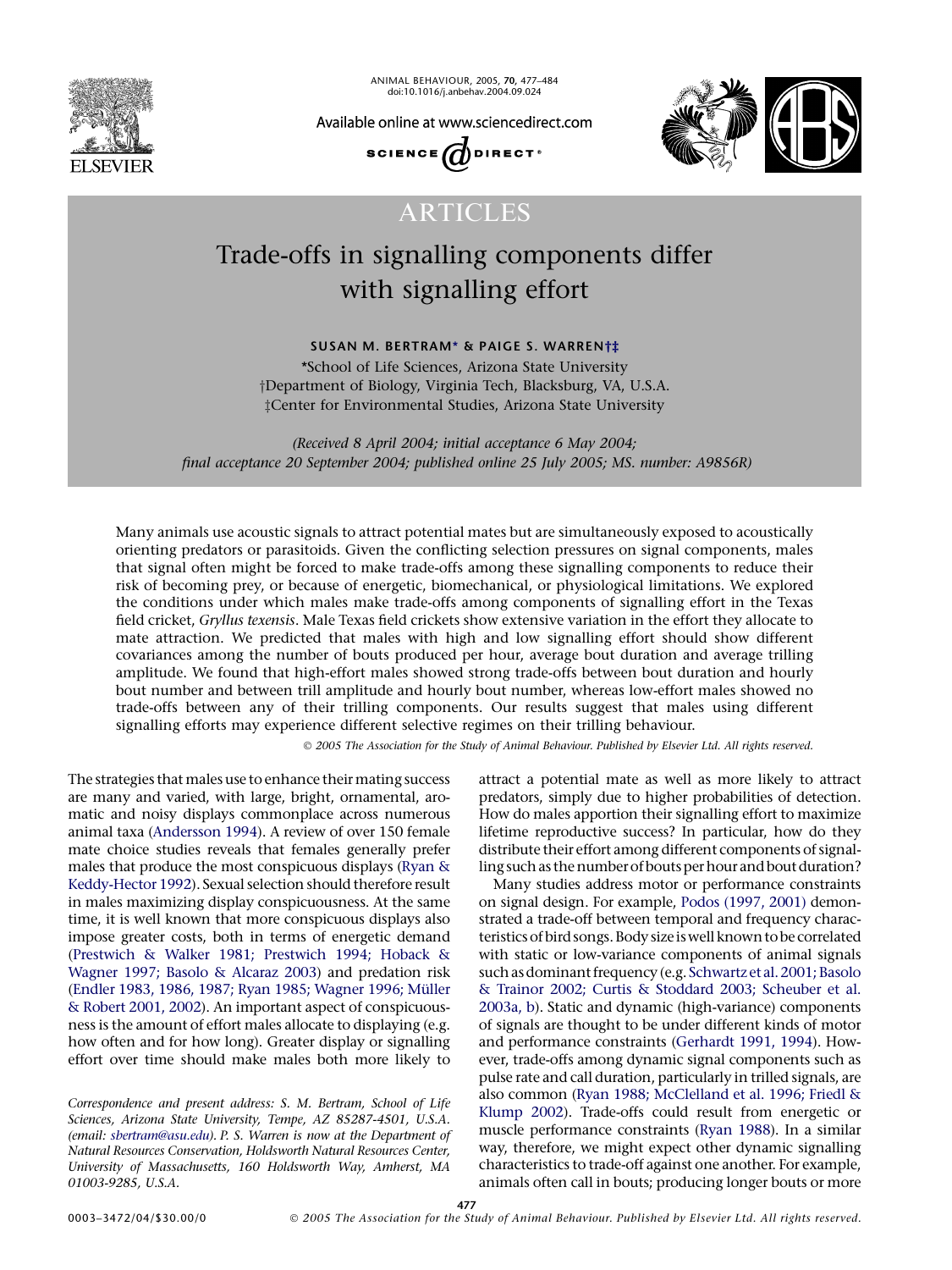# ARTICLES

# Trade-offs in signalling components differ with signalling effort

**SUSAN M. BERTRAM* & PAIGE S. WARREN†‡**

*School of Life Sciences, Arizona State University
†Department of Biology, Virginia Tech, Blacksburg, VA, U.S.A.
‡Center for Environmental Studies, Arizona State University

*(Received 8 April 2004; initial acceptance 6 May 2004; final acceptance 20 September 2004; published online 25 July 2005; MS. number: A9856R)*

Many animals use acoustic signals to attract potential mates but are simultaneously exposed to acoustically orienting predators or parasitoids. Given the conflicting selection pressures on signal components, males that signal often might be forced to make trade-offs among these signalling components to reduce their risk of becoming prey, or because of energetic, biomechanical, or physiological limitations. We explored the conditions under which males make trade-offs among components of signalling effort in the Texas field cricket, *Gryllus texensis*. Male Texas field crickets show extensive variation in the effort they allocate to mate attraction. We predicted that males with high and low signalling effort should show different covariances among the number of bouts produced per hour, average bout duration and average trilling amplitude. We found that high-effort males showed strong trade-offs between bout duration and hourly bout number and between trill amplitude and hourly bout number, whereas low-effort males showed no trade-offs between any of their trilling components. Our results suggest that males using different signalling efforts may experience different selective regimes on their trilling behaviour.

© 2005 The Association for the Study of Animal Behaviour. Published by Elsevier Ltd. All rights reserved.

The strategies that males use to enhance their mating success are many and varied, with large, bright, ornamental, aromatic and noisy displays commonplace across numerous animal taxa (Andersson 1994). A review of over 150 female mate choice studies reveals that females generally prefer males that produce the most conspicuous displays (Ryan & Keddy-Hector 1992). Sexual selection should therefore result in males maximizing display conspicuousness. At the same time, it is well known that more conspicuous displays also impose greater costs, both in terms of energetic demand (Prestwich & Walker 1981; Prestwich 1994; Hoback & Wagner 1997; Basolo & Alcaraz 2003) and predation risk (Endler 1983, 1986, 1987; Ryan 1985; Wagner 1996; Müller & Robert 2001, 2002). An important aspect of conspicuousness is the amount of effort males allocate to displaying (e.g. how often and for how long). Greater display or signalling effort over time should make males both more likely to attract a potential mate as well as more likely to attract predators, simply due to higher probabilities of detection. How do males apportion their signalling effort to maximize lifetime reproductive success? In particular, how do they distribute their effort among different components of signalling such as the number of bouts per hour and bout duration?

Many studies address motor or performance constraints on signal design. For example, Podos (1997, 2001) demonstrated a trade-off between temporal and frequency characteristics of bird songs. Body size is well known to be correlated with static or low-variance components of animal signals such as dominant frequency (e.g. Schwartz et al. 2001; Basolo & Trainor 2002; Curtis & Stoddard 2003; Scheuber et al. 2003a, b). Static and dynamic (high-variance) components of signals are thought to be under different kinds of motor and performance constraints (Gerhardt 1991, 1994). However, trade-offs among dynamic signal components such as pulse rate and call duration, particularly in trilled signals, are also common (Ryan 1988; McClelland et al. 1996; Friedl & Klump 2002). Trade-offs could result from energetic or muscle performance constraints (Ryan 1988). In a similar way, therefore, we might expect other dynamic signalling characteristics to trade-off against one another. For example, animals often call in bouts; producing longer bouts or more

*Correspondence and present address: S. M. Bertram, School of Life Sciences, Arizona State University, Tempe, AZ 85287-4501, U.S.A. (email: sbertram@asu.edu). P. S. Warren is now at the Department of Natural Resources Conservation, Holdsworth Natural Resources Center, University of Massachusetts, 160 Holdsworth Way, Amherst, MA 01003-9285, U.S.A.*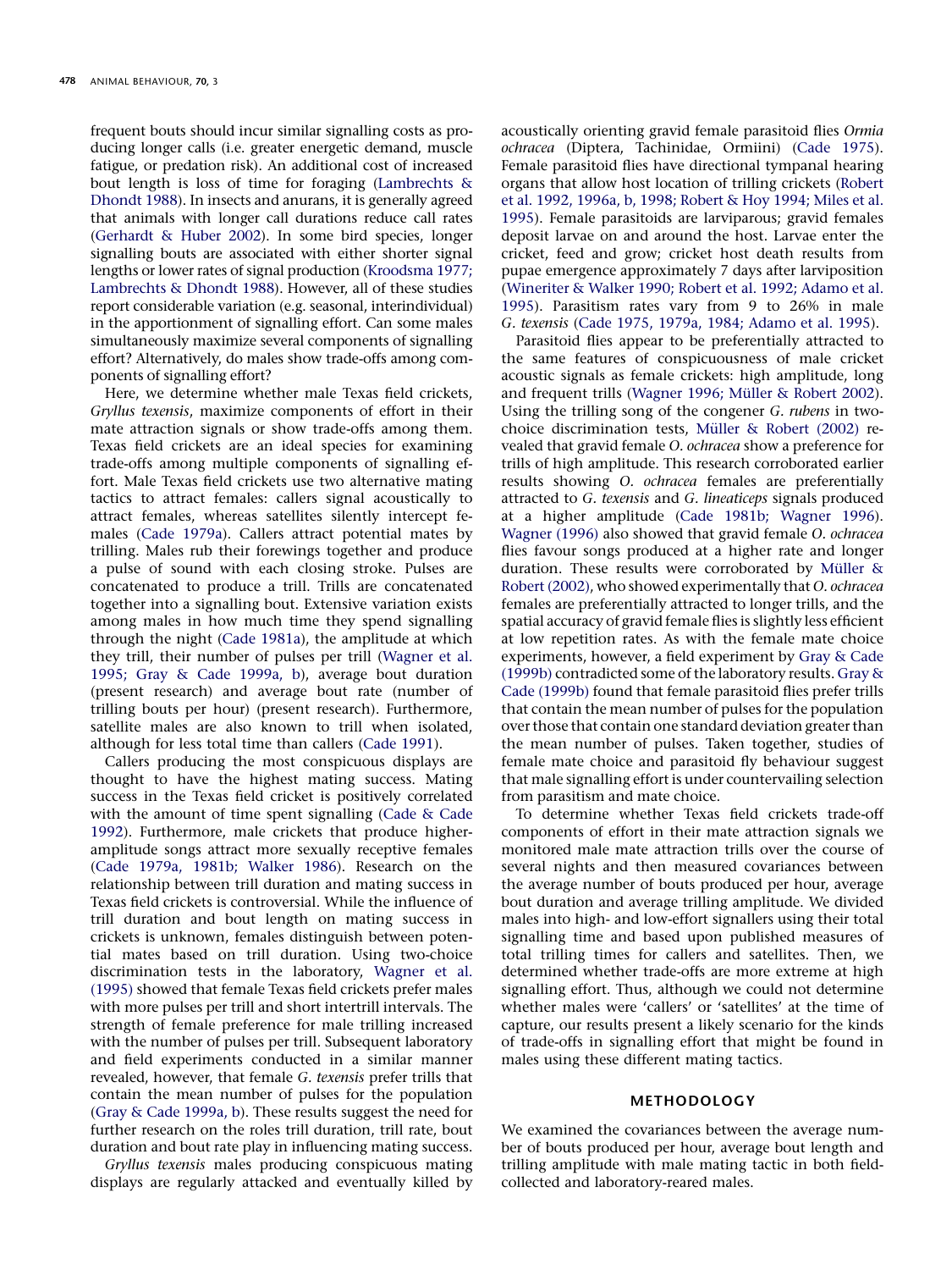frequent bouts should incur similar signalling costs as producing longer calls (i.e. greater energetic demand, muscle fatigue, or predation risk). An additional cost of increased bout length is loss of time for foraging (Lambrechts & Dhondt 1988). In insects and anurans, it is generally agreed that animals with longer call durations reduce call rates (Gerhardt & Huber 2002). In some bird species, longer signalling bouts are associated with either shorter signal lengths or lower rates of signal production (Kroodsma 1977; Lambrechts & Dhondt 1988). However, all of these studies report considerable variation (e.g. seasonal, interindividual) in the apportionment of signalling effort. Can some males simultaneously maximize several components of signalling effort? Alternatively, do males show trade-offs among components of signalling effort?

Here, we determine whether male Texas field crickets, *Gryllus texensis*, maximize components of effort in their mate attraction signals or show trade-offs among them. Texas field crickets are an ideal species for examining trade-offs among multiple components of signalling effort. Male Texas field crickets use two alternative mating tactics to attract females: callers signal acoustically to attract females, whereas satellites silently intercept females (Cade 1979a). Callers attract potential mates by trilling. Males rub their forewings together and produce a pulse of sound with each closing stroke. Pulses are concatenated to produce a trill. Trills are concatenated together into a signalling bout. Extensive variation exists among males in how much time they spend signalling through the night (Cade 1981a), the amplitude at which they trill, their number of pulses per trill (Wagner et al. 1995; Gray & Cade 1999a, b), average bout duration (present research) and average bout rate (number of trilling bouts per hour) (present research). Furthermore, satellite males are also known to trill when isolated, although for less total time than callers (Cade 1991).

Callers producing the most conspicuous displays are thought to have the highest mating success. Mating success in the Texas field cricket is positively correlated with the amount of time spent signalling (Cade & Cade 1992). Furthermore, male crickets that produce higher-amplitude songs attract more sexually receptive females (Cade 1979a, 1981b; Walker 1986). Research on the relationship between trill duration and mating success in Texas field crickets is controversial. While the influence of trill duration and bout length on mating success in crickets is unknown, females distinguish between potential mates based on trill duration. Using two-choice discrimination tests in the laboratory, Wagner et al. (1995) showed that female Texas field crickets prefer males with more pulses per trill and short intertrill intervals. The strength of female preference for male trilling increased with the number of pulses per trill. Subsequent laboratory and field experiments conducted in a similar manner revealed, however, that female *G. texensis* prefer trills that contain the mean number of pulses for the population (Gray & Cade 1999a, b). These results suggest the need for further research on the roles trill duration, trill rate, bout duration and bout rate play in influencing mating success.

*Gryllus texensis* males producing conspicuous mating displays are regularly attacked and eventually killed by acoustically orienting gravid female parasitoid flies *Ormia ochracea* (Diptera, Tachinidae, Ormiini) (Cade 1975). Female parasitoid flies have directional tympanal hearing organs that allow host location of trilling crickets (Robert et al. 1992, 1996a, b, 1998; Robert & Hoy 1994; Miles et al. 1995). Female parasitoids are larviparous; gravid females deposit larvae on and around the host. Larvae enter the cricket, feed and grow; cricket host death results from pupae emergence approximately 7 days after larviposition (Wineriter & Walker 1990; Robert et al. 1992; Adamo et al. 1995). Parasitism rates vary from 9 to 26% in male *G. texensis* (Cade 1975, 1979a, 1984; Adamo et al. 1995).

Parasitoid flies appear to be preferentially attracted to the same features of conspicuousness of male cricket acoustic signals as female crickets: high amplitude, long and frequent trills (Wagner 1996; Müller & Robert 2002). Using the trilling song of the congener *G. rubens* in two-choice discrimination tests, Müller & Robert (2002) revealed that gravid female *O. ochracea* show a preference for trills of high amplitude. This research corroborated earlier results showing *O. ochracea* females are preferentially attracted to *G. texensis* and *G. lineaticeps* signals produced at a higher amplitude (Cade 1981b; Wagner 1996). Wagner (1996) also showed that gravid female *O. ochracea* flies favour songs produced at a higher rate and longer duration. These results were corroborated by Müller & Robert (2002), who showed experimentally that *O. ochracea* females are preferentially attracted to longer trills, and the spatial accuracy of gravid female flies is slightly less efficient at low repetition rates. As with the female mate choice experiments, however, a field experiment by Gray & Cade (1999b) contradicted some of the laboratory results. Gray & Cade (1999b) found that female parasitoid flies prefer trills that contain the mean number of pulses for the population over those that contain one standard deviation greater than the mean number of pulses. Taken together, studies of female mate choice and parasitoid fly behaviour suggest that male signalling effort is under countervailing selection from parasitism and mate choice.

To determine whether Texas field crickets trade-off components of effort in their mate attraction signals we monitored male mate attraction trills over the course of several nights and then measured covariances between the average number of bouts produced per hour, average bout duration and average trilling amplitude. We divided males into high- and low-effort signallers using their total signalling time and based upon published measures of total trilling times for callers and satellites. Then, we determined whether trade-offs are more extreme at high signalling effort. Thus, although we could not determine whether males were 'callers' or 'satellites' at the time of capture, our results present a likely scenario for the kinds of trade-offs in signalling effort that might be found in males using these different mating tactics.

## METHODOLOGY

We examined the covariances between the average number of bouts produced per hour, average bout length and trilling amplitude with male mating tactic in both field-collected and laboratory-reared males.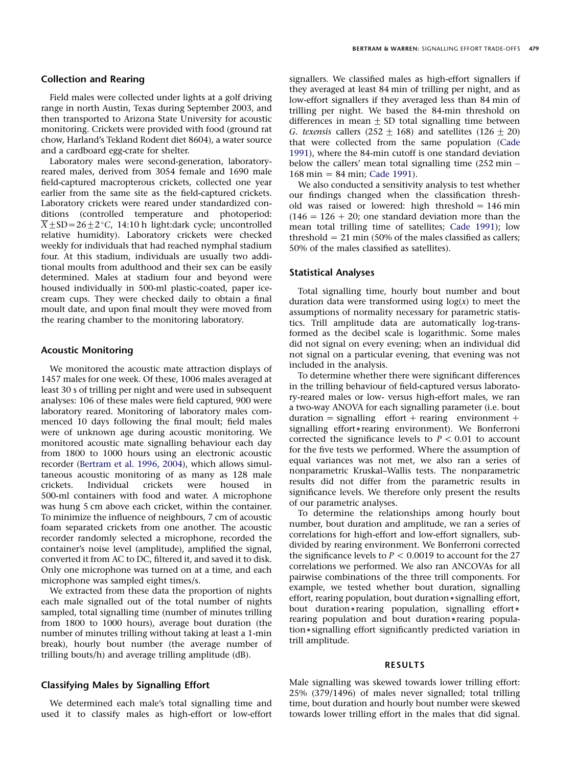### Collection and Rearing

Field males were collected under lights at a golf driving range in north Austin, Texas during September 2003, and then transported to Arizona State University for acoustic monitoring. Crickets were provided with food (ground rat chow, Harland's Tekland Rodent diet 8604), a water source and a cardboard egg-crate for shelter.

Laboratory males were second-generation, laboratory-reared males, derived from 3054 female and 1690 male field-captured macropterous crickets, collected one year earlier from the same site as the field-captured crickets. Laboratory crickets were reared under standardized conditions (controlled temperature and photoperiod: $\overline{X} \pm SD = 26 \pm 2\,^{\circ}C$, 14:10 h light:dark cycle; uncontrolled relative humidity). Laboratory crickets were checked weekly for individuals that had reached nymphal stadium four. At this stadium, individuals are usually two additional moults from adulthood and their sex can be easily determined. Males at stadium four and beyond were housed individually in 500-ml plastic-coated, paper ice-cream cups. They were checked daily to obtain a final moult date, and upon final moult they were moved from the rearing chamber to the monitoring laboratory.

### Acoustic Monitoring

We monitored the acoustic mate attraction displays of 1457 males for one week. Of these, 1006 males averaged at least 30 s of trilling per night and were used in subsequent analyses: 106 of these males were field captured, 900 were laboratory reared. Monitoring of laboratory males commenced 10 days following the final moult; field males were of unknown age during acoustic monitoring. We monitored acoustic mate signalling behaviour each day from 1800 to 1000 hours using an electronic acoustic recorder (Bertram et al. 1996, 2004), which allows simultaneous acoustic monitoring of as many as 128 male crickets. Individual crickets were housed in 500-ml containers with food and water. A microphone was hung 5 cm above each cricket, within the container. To minimize the influence of neighbours, 7 cm of acoustic foam separated crickets from one another. The acoustic recorder randomly selected a microphone, recorded the container's noise level (amplitude), amplified the signal, converted it from AC to DC, filtered it, and saved it to disk. Only one microphone was turned on at a time, and each microphone was sampled eight times/s.

We extracted from these data the proportion of nights each male signalled out of the total number of nights sampled, total signalling time (number of minutes trilling from 1800 to 1000 hours), average bout duration (the number of minutes trilling without taking at least a 1-min break), hourly bout number (the average number of trilling bouts/h) and average trilling amplitude (dB).

### Classifying Males by Signalling Effort

We determined each male's total signalling time and used it to classify males as high-effort or low-effort signallers. We classified males as high-effort signallers if they averaged at least 84 min of trilling per night, and as low-effort signallers if they averaged less than 84 min of trilling per night. We based the 84-min threshold on differences in mean $\pm$ SD total signalling time between *G. texensis* callers ($252 \pm 168$) and satellites ($126 \pm 20$) that were collected from the same population (Cade 1991), where the 84-min cutoff is one standard deviation below the callers' mean total signalling time (252 min $-$ 168 min $=$ 84 min; Cade 1991).

We also conducted a sensitivity analysis to test whether our findings changed when the classification threshold was raised or lowered: high threshold $=$ 146 min ($146 = 126 + 20$; one standard deviation more than the mean total trilling time of satellites; Cade 1991); low threshold $=$ 21 min (50% of the males classified as callers; 50% of the males classified as satellites).

### Statistical Analyses

Total signalling time, hourly bout number and bout duration data were transformed using $\log(x)$ to meet the assumptions of normality necessary for parametric statistics. Trill amplitude data are automatically log-transformed as the decibel scale is logarithmic. Some males did not signal on every evening; when an individual did not signal on a particular evening, that evening was not included in the analysis.

To determine whether there were significant differences in the trilling behaviour of field-captured versus laboratory-reared males or low- versus high-effort males, we ran a two-way ANOVA for each signalling parameter (i.e. bout duration $=$ signalling effort $+$ rearing environment $+$ signalling effort*rearing environment). We Bonferroni corrected the significance levels to $P < 0.01$ to account for the five tests we performed. Where the assumption of equal variances was not met, we also ran a series of nonparametric Kruskal–Wallis tests. The nonparametric results did not differ from the parametric results in significance levels. We therefore only present the results of our parametric analyses.

To determine the relationships among hourly bout number, bout duration and amplitude, we ran a series of correlations for high-effort and low-effort signallers, subdivided by rearing environment. We Bonferroni corrected the significance levels to $P < 0.0019$ to account for the 27 correlations we performed. We also ran ANCOVAs for all pairwise combinations of the three trill components. For example, we tested whether bout duration, signalling effort, rearing population, bout duration*signalling effort, bout duration*rearing population, signalling effort*rearing population and bout duration*rearing population*signalling effort significantly predicted variation in trill amplitude.

## RESULTS

Male signalling was skewed towards lower trilling effort: 25% (379/1496) of males never signalled; total trilling time, bout duration and hourly bout number were skewed towards lower trilling effort in the males that did signal.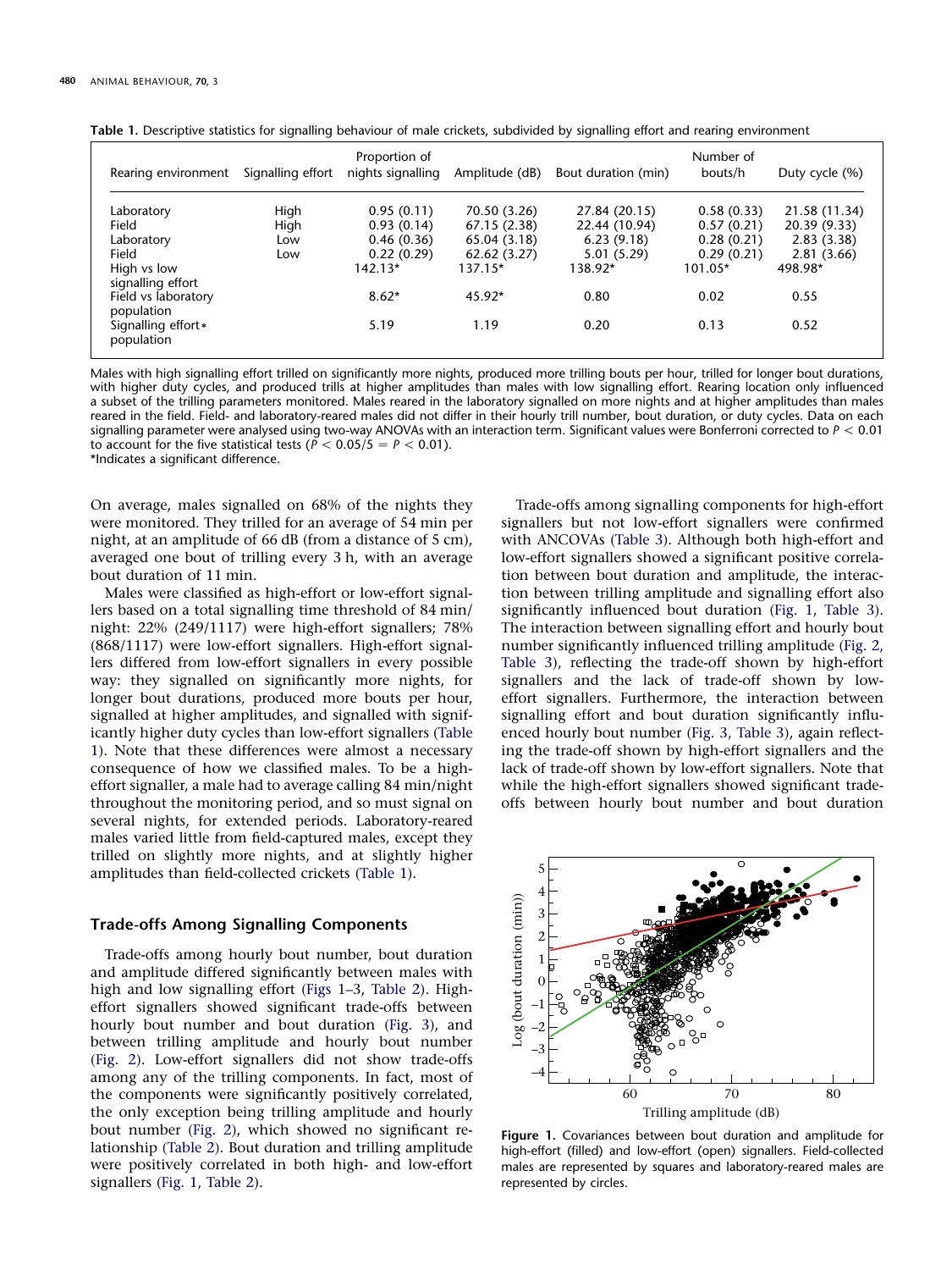**Table 1.** Descriptive statistics for signalling behaviour of male crickets, subdivided by signalling effort and rearing environment

| Rearing environment | Signalling effort | Proportion of nights signalling | Amplitude (dB) | Bout duration (min) | Number of bouts/h | Duty cycle (%) |
|---|---|---|---|---|---|---|
| Laboratory | High | 0.95 (0.11) | 70.50 (3.26) | 27.84 (20.15) | 0.58 (0.33) | 21.58 (11.34) |
| Field | High | 0.93 (0.14) | 67.15 (2.38) | 22.44 (10.94) | 0.57 (0.21) | 20.39 (9.33) |
| Laboratory | Low | 0.46 (0.36) | 65.04 (3.18) | 6.23 (9.18) | 0.28 (0.21) | 2.83 (3.38) |
| Field | Low | 0.22 (0.29) | 62.62 (3.27) | 5.01 (5.29) | 0.29 (0.21) | 2.81 (3.66) |
| High vs low signalling effort | | 142.13* | 137.15* | 138.92* | 101.05* | 498.98* |
| Field vs laboratory population | | 8.62* | 45.92* | 0.80 | 0.02 | 0.55 |
| Signalling effort*population | | 5.19 | 1.19 | 0.20 | 0.13 | 0.52 |

Males with high signalling effort trilled on significantly more nights, produced more trilling bouts per hour, trilled for longer bout durations, with higher duty cycles, and produced trills at higher amplitudes than males with low signalling effort. Rearing location only influenced a subset of the trilling parameters monitored. Males reared in the laboratory signalled on more nights and at higher amplitudes than males reared in the field. Field- and laboratory-reared males did not differ in their hourly trill number, bout duration, or duty cycles. Data on each signalling parameter were analysed using two-way ANOVAs with an interaction term. Significant values were Bonferroni corrected to $P < 0.01$ to account for the five statistical tests ($P < 0.05/5 = P < 0.01$).
*Indicates a significant difference.

On average, males signalled on 68% of the nights they were monitored. They trilled for an average of 54 min per night, at an amplitude of 66 dB (from a distance of 5 cm), averaged one bout of trilling every 3 h, with an average bout duration of 11 min.

Males were classified as high-effort or low-effort signallers based on a total signalling time threshold of 84 min/night: 22% (249/1117) were high-effort signallers; 78% (868/1117) were low-effort signallers. High-effort signallers differed from low-effort signallers in every possible way: they signalled on significantly more nights, for longer bout durations, produced more bouts per hour, signalled at higher amplitudes, and signalled with significantly higher duty cycles than low-effort signallers (Table 1). Note that these differences were almost a necessary consequence of how we classified males. To be a high-effort signaller, a male had to average calling 84 min/night throughout the monitoring period, and so must signal on several nights, for extended periods. Laboratory-reared males varied little from field-captured males, except they trilled on slightly more nights, and at slightly higher amplitudes than field-collected crickets (Table 1).

## Trade-offs Among Signalling Components

Trade-offs among hourly bout number, bout duration and amplitude differed significantly between males with high and low signalling effort (Figs 1–3, Table 2). High-effort signallers showed significant trade-offs between hourly bout number and bout duration (Fig. 3), and between trilling amplitude and hourly bout number (Fig. 2). Low-effort signallers did not show trade-offs among any of the trilling components. In fact, most of the components were significantly positively correlated, the only exception being trilling amplitude and hourly bout number (Fig. 2), which showed no significant relationship (Table 2). Bout duration and trilling amplitude were positively correlated in both high- and low-effort signallers (Fig. 1, Table 2).

Trade-offs among signalling components for high-effort signallers but not low-effort signallers were confirmed with ANCOVAs (Table 3). Although both high-effort and low-effort signallers showed a significant positive correlation between bout duration and amplitude, the interaction between trilling amplitude and signalling effort also significantly influenced bout duration (Fig. 1, Table 3). The interaction between signalling effort and hourly bout number significantly influenced trilling amplitude (Fig. 2, Table 3), reflecting the trade-off shown by high-effort signallers and the lack of trade-off shown by low-effort signallers. Furthermore, the interaction between signalling effort and bout duration significantly influenced hourly bout number (Fig. 3, Table 3), again reflecting the trade-off shown by high-effort signallers and the lack of trade-off shown by low-effort signallers. Note that while the high-effort signallers showed significant trade-offs between hourly bout number and bout duration

**Figure 1.** Covariances between bout duration and amplitude for high-effort (filled) and low-effort (open) signallers. Field-collected males are represented by squares and laboratory-reared males are represented by circles.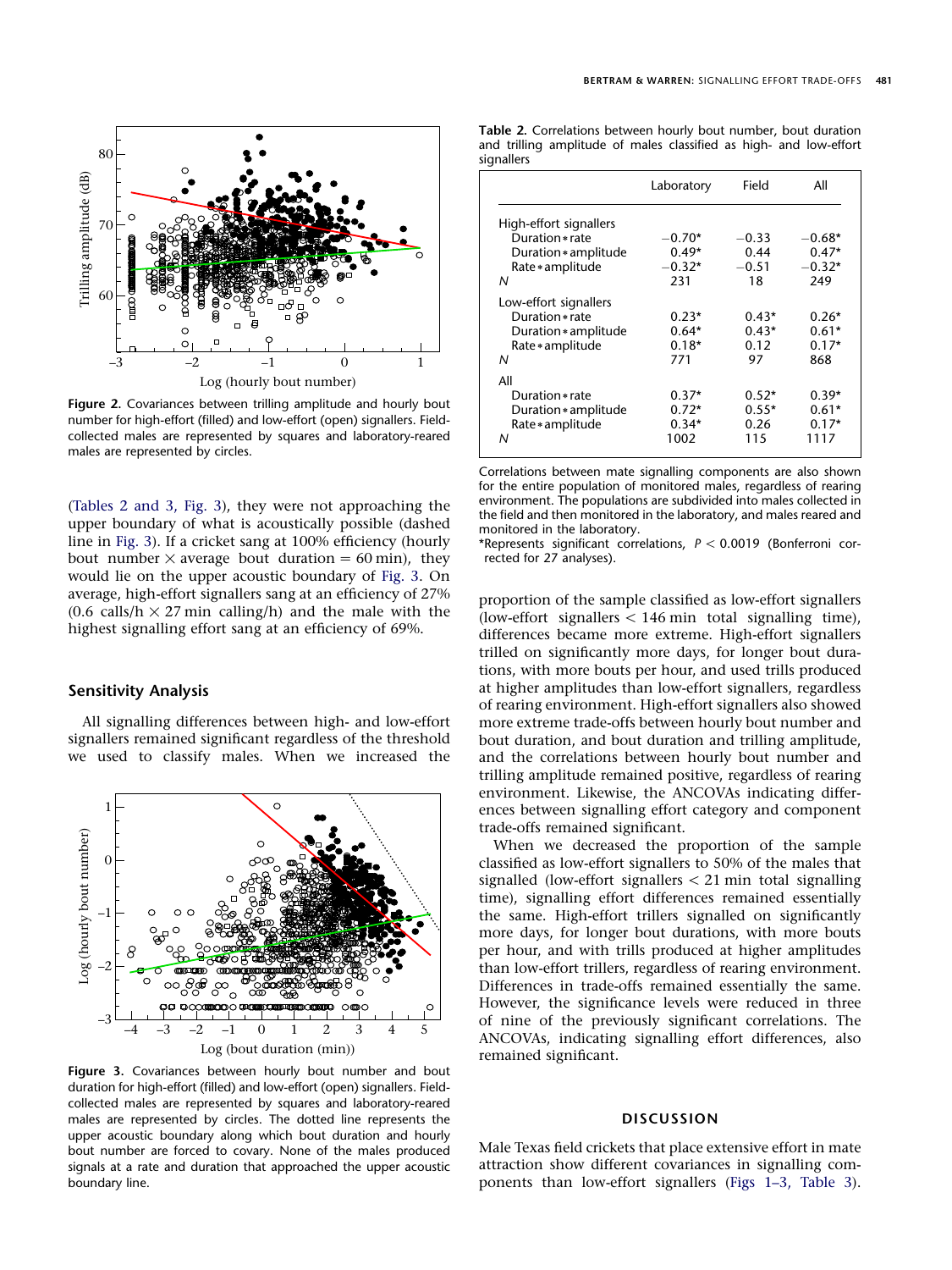Figure 2. Covariances between trilling amplitude and hourly bout number for high-effort (filled) and low-effort (open) signallers. Field-collected males are represented by squares and laboratory-reared males are represented by circles.

(Tables 2 and 3, Fig. 3), they were not approaching the upper boundary of what is acoustically possible (dashed line in Fig. 3). If a cricket sang at 100% efficiency (hourly bout number × average bout duration = 60 min), they would lie on the upper acoustic boundary of Fig. 3. On average, high-effort signallers sang at an efficiency of 27% (0.6 calls/h × 27 min calling/h) and the male with the highest signalling effort sang at an efficiency of 69%.

## Sensitivity Analysis

All signalling differences between high- and low-effort signallers remained significant regardless of the threshold we used to classify males. When we increased the proportion of the sample classified as low-effort signallers (low-effort signallers < 146 min total signalling time), differences became more extreme. High-effort signallers trilled on significantly more days, for longer bout durations, with more bouts per hour, and used trills produced at higher amplitudes than low-effort signallers, regardless of rearing environment. High-effort signallers also showed more extreme trade-offs between hourly bout number and bout duration, and bout duration and trilling amplitude, and the correlations between hourly bout number and trilling amplitude remained positive, regardless of rearing environment. Likewise, the ANCOVAs indicating differences between signalling effort category and component trade-offs remained significant.

When we decreased the proportion of the sample classified as low-effort signallers to 50% of the males that signalled (low-effort signallers < 21 min total signalling time), signalling effort differences remained essentially the same. High-effort trillers signalled on significantly more days, for longer bout durations, with more bouts per hour, and with trills produced at higher amplitudes than low-effort trillers, regardless of rearing environment. Differences in trade-offs remained essentially the same. However, the significance levels were reduced in three of nine of the previously significant correlations. The ANCOVAs, indicating signalling effort differences, also remained significant.

Figure 3. Covariances between hourly bout number and bout duration for high-effort (filled) and low-effort (open) signallers. Field-collected males are represented by squares and laboratory-reared males are represented by circles. The dotted line represents the upper acoustic boundary along which bout duration and hourly bout number are forced to covary. None of the males produced signals at a rate and duration that approached the upper acoustic boundary line.

**Table 2.** Correlations between hourly bout number, bout duration and trilling amplitude of males classified as high- and low-effort signallers

| | Laboratory | Field | All |
|---|---|---|---|
| High-effort signallers | | | |
| Duration*rate | −0.70* | −0.33 | −0.68* |
| Duration*amplitude | 0.49* | 0.44 | 0.47* |
| Rate*amplitude | −0.32* | −0.51 | −0.32* |
| *N* | 231 | 18 | 249 |
| Low-effort signallers | | | |
| Duration*rate | 0.23* | 0.43* | 0.26* |
| Duration*amplitude | 0.64* | 0.43* | 0.61* |
| Rate*amplitude | 0.18* | 0.12 | 0.17* |
| *N* | 771 | 97 | 868 |
| All | | | |
| Duration*rate | 0.37* | 0.52* | 0.39* |
| Duration*amplitude | 0.72* | 0.55* | 0.61* |
| Rate*amplitude | 0.34* | 0.26 | 0.17* |
| *N* | 1002 | 115 | 1117 |

Correlations between mate signalling components are also shown for the entire population of monitored males, regardless of rearing environment. The populations are subdivided into males collected in the field and then monitored in the laboratory, and males reared and monitored in the laboratory.

*Represents significant correlations, $P < 0.0019$ (Bonferroni corrected for 27 analyses).

## DISCUSSION

Male Texas field crickets that place extensive effort in mate attraction show different covariances in signalling components than low-effort signallers (Figs 1–3, Table 3).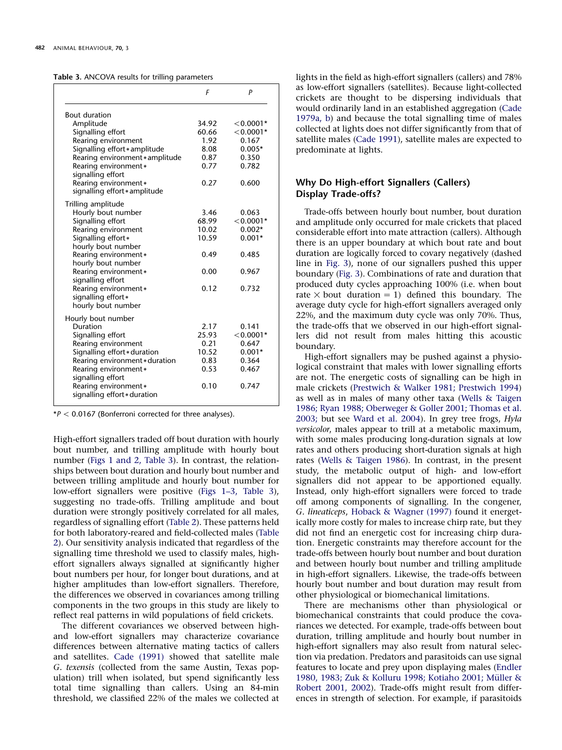**Table 3.** ANCOVA results for trilling parameters

| | *F* | *P* |
|---|---|---|
| Bout duration | | |
| Amplitude | 34.92 | <0.0001* |
| Signalling effort | 60.66 | <0.0001* |
| Rearing environment | 1.92 | 0.167 |
| Signalling effort*amplitude | 8.08 | 0.005* |
| Rearing environment*amplitude | 0.87 | 0.350 |
| Rearing environment*signalling effort | 0.77 | 0.782 |
| Rearing environment*signalling effort*amplitude | 0.27 | 0.600 |
| Trilling amplitude | | |
| Hourly bout number | 3.46 | 0.063 |
| Signalling effort | 68.99 | <0.0001* |
| Rearing environment | 10.02 | 0.002* |
| Signalling effort*hourly bout number | 10.59 | 0.001* |
| Rearing environment*hourly bout number | 0.49 | 0.485 |
| Rearing environment*signalling effort | 0.00 | 0.967 |
| Rearing environment*signalling effort*hourly bout number | 0.12 | 0.732 |
| Hourly bout number | | |
| Duration | 2.17 | 0.141 |
| Signalling effort | 25.93 | <0.0001* |
| Rearing environment | 0.21 | 0.647 |
| Signalling effort*duration | 10.52 | 0.001* |
| Rearing environment*duration | 0.83 | 0.364 |
| Rearing environment*signalling effort | 0.53 | 0.467 |
| Rearing environment*signalling effort*duration | 0.10 | 0.747 |

*$P < 0.0167$ (Bonferroni corrected for three analyses).

High-effort signallers traded off bout duration with hourly bout number, and trilling amplitude with hourly bout number (Figs 1 and 2, Table 3). In contrast, the relationships between bout duration and hourly bout number and between trilling amplitude and hourly bout number for low-effort signallers were positive (Figs 1–3, Table 3), suggesting no trade-offs. Trilling amplitude and bout duration were strongly positively correlated for all males, regardless of signalling effort (Table 2). These patterns held for both laboratory-reared and field-collected males (Table 2). Our sensitivity analysis indicated that regardless of the signalling time threshold we used to classify males, high-effort signallers always signalled at significantly higher bout numbers per hour, for longer bout durations, and at higher amplitudes than low-effort signallers. Therefore, the differences we observed in covariances among trilling components in the two groups in this study are likely to reflect real patterns in wild populations of field crickets.

The different covariances we observed between high- and low-effort signallers may characterize covariance differences between alternative mating tactics of callers and satellites. Cade (1991) showed that satellite male *G. texensis* (collected from the same Austin, Texas population) trill when isolated, but spend significantly less total time signalling than callers. Using an 84-min threshold, we classified 22% of the males we collected at lights in the field as high-effort signallers (callers) and 78% as low-effort signallers (satellites). Because light-collected crickets are thought to be dispersing individuals that would ordinarily land in an established aggregation (Cade 1979a, b) and because the total signalling time of males collected at lights does not differ significantly from that of satellite males (Cade 1991), satellite males are expected to predominate at lights.

## Why Do High-effort Signallers (Callers) Display Trade-offs?

Trade-offs between hourly bout number, bout duration and amplitude only occurred for male crickets that placed considerable effort into mate attraction (callers). Although there is an upper boundary at which bout rate and bout duration are logically forced to covary negatively (dashed line in Fig. 3), none of our signallers pushed this upper boundary (Fig. 3). Combinations of rate and duration that produced duty cycles approaching 100% (i.e. when bout rate × bout duration = 1) defined this boundary. The average duty cycle for high-effort signallers averaged only 22%, and the maximum duty cycle was only 70%. Thus, the trade-offs that we observed in our high-effort signallers did not result from males hitting this acoustic boundary.

High-effort signallers may be pushed against a physiological constraint that males with lower signalling efforts are not. The energetic costs of signalling can be high in male crickets (Prestwich & Walker 1981; Prestwich 1994) as well as in males of many other taxa (Wells & Taigen 1986; Ryan 1988; Oberweger & Goller 2001; Thomas et al. 2003; but see Ward et al. 2004). In grey tree frogs, *Hyla versicolor*, males appear to trill at a metabolic maximum, with some males producing long-duration signals at low rates and others producing short-duration signals at high rates (Wells & Taigen 1986). In contrast, in the present study, the metabolic output of high- and low-effort signallers did not appear to be apportioned equally. Instead, only high-effort signallers were forced to trade off among components of signalling. In the congener, *G. lineaticeps*, Hoback & Wagner (1997) found it energetically more costly for males to increase chirp rate, but they did not find an energetic cost for increasing chirp duration. Energetic constraints may therefore account for the trade-offs between hourly bout number and bout duration and between hourly bout number and trilling amplitude in high-effort signallers. Likewise, the trade-offs between hourly bout number and bout duration may result from other physiological or biomechanical limitations.

There are mechanisms other than physiological or biomechanical constraints that could produce the covariances we detected. For example, trade-offs between bout duration, trilling amplitude and hourly bout number in high-effort signallers may also result from natural selection via predation. Predators and parasitoids can use signal features to locate and prey upon displaying males (Endler 1980, 1983; Zuk & Kolluru 1998; Kotiaho 2001; Müller & Robert 2001, 2002). Trade-offs might result from differences in strength of selection. For example, if parasitoids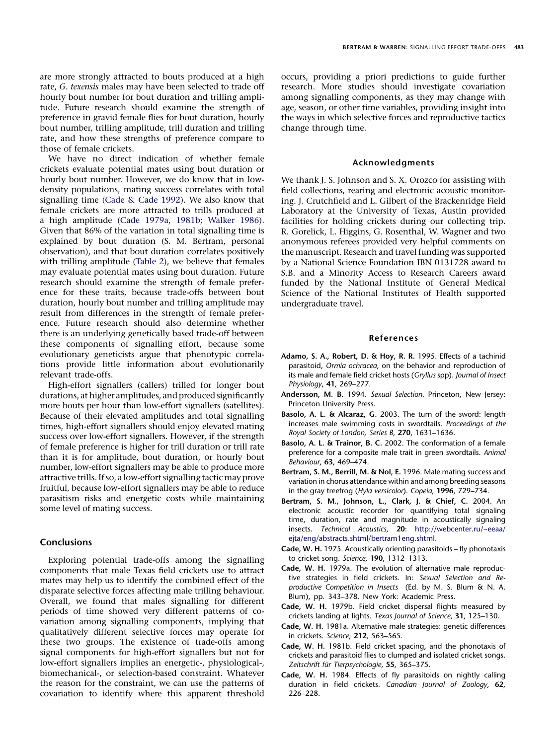are more strongly attracted to bouts produced at a high rate, *G. texensis* males may have been selected to trade off hourly bout number for bout duration and trilling amplitude. Future research should examine the strength of preference in gravid female flies for bout duration, hourly bout number, trilling amplitude, trill duration and trilling rate, and how these strengths of preference compare to those of female crickets.

We have no direct indication of whether female crickets evaluate potential mates using bout duration or hourly bout number. However, we do know that in low-density populations, mating success correlates with total signalling time (Cade & Cade 1992). We also know that female crickets are more attracted to trills produced at a high amplitude (Cade 1979a, 1981b; Walker 1986). Given that 86% of the variation in total signalling time is explained by bout duration (S. M. Bertram, personal observation), and that bout duration correlates positively with trilling amplitude (Table 2), we believe that females may evaluate potential mates using bout duration. Future research should examine the strength of female preference for these traits, because trade-offs between bout duration, hourly bout number and trilling amplitude may result from differences in the strength of female preference. Future research should also determine whether there is an underlying genetically based trade-off between these components of signalling effort, because some evolutionary geneticists argue that phenotypic correlations provide little information about evolutionarily relevant trade-offs.

High-effort signallers (callers) trilled for longer bout durations, at higher amplitudes, and produced significantly more bouts per hour than low-effort signallers (satellites). Because of their elevated amplitudes and total signalling times, high-effort signallers should enjoy elevated mating success over low-effort signallers. However, if the strength of female preference is higher for trill duration or trill rate than it is for amplitude, bout duration, or hourly bout number, low-effort signallers may be able to produce more attractive trills. If so, a low-effort signalling tactic may prove fruitful, because low-effort signallers may be able to reduce parasitism risks and energetic costs while maintaining some level of mating success.

## Conclusions

Exploring potential trade-offs among the signalling components that male Texas field crickets use to attract mates may help us to identify the combined effect of the disparate selective forces affecting male trilling behaviour. Overall, we found that males signalling for different periods of time showed very different patterns of covariation among signalling components, implying that qualitatively different selective forces may operate for these two groups. The existence of trade-offs among signal components for high-effort signallers but not for low-effort signallers implies an energetic-, physiological-, biomechanical-, or selection-based constraint. Whatever the reason for the constraint, we can use the patterns of covariation to identify where this apparent threshold occurs, providing a priori predictions to guide further research. More studies should investigate covariation among signalling components, as they may change with age, season, or other time variables, providing insight into the ways in which selective forces and reproductive tactics change through time.

## Acknowledgments

We thank J. S. Johnson and S. X. Orozco for assisting with field collections, rearing and electronic acoustic monitoring. J. Crutchfield and L. Gilbert of the Brackenridge Field Laboratory at the University of Texas, Austin provided facilities for holding crickets during our collecting trip. R. Gorelick, L. Higgins, G. Rosenthal, W. Wagner and two anonymous referees provided very helpful comments on the manuscript. Research and travel funding was supported by a National Science Foundation IBN 0131728 award to S.B. and a Minority Access to Research Careers award funded by the National Institute of General Medical Science of the National Institutes of Health supported undergraduate travel.

## References

**Adamo, S. A., Robert, D. & Hoy, R. R.** 1995. Effects of a tachinid parasitoid, *Ormia ochracea*, on the behavior and reproduction of its male and female field cricket hosts (*Gryllus* spp). *Journal of Insect Physiology*, **41**, 269–277.

**Andersson, M. B.** 1994. *Sexual Selection*. Princeton, New Jersey: Princeton University Press.

**Basolo, A. L. & Alcaraz, G.** 2003. The turn of the sword: length increases male swimming costs in swordtails. *Proceedings of the Royal Society of London, Series B*, **270**, 1631–1636.

**Basolo, A. L. & Trainor, B. C.** 2002. The conformation of a female preference for a composite male trait in green swordtails. *Animal Behaviour*, **63**, 469–474.

**Bertram, S. M., Berrill, M. & Nol, E.** 1996. Male mating success and variation in chorus attendance within and among breeding seasons in the gray treefrog (*Hyla versicolor*). *Copeia*, **1996**, 729–734.

**Bertram, S. M., Johnson, L., Clark, J. & Chief, C.** 2004. An electronic acoustic recorder for quantifying total signaling time, duration, rate and magnitude in acoustically signaling insects. *Technical Acoustics*, **20**: http://webcenter.ru/~eeaa/ejta/eng/abstracts.shtml/bertram1eng.shtml.

**Cade, W. H.** 1975. Acoustically orienting parasitoids – fly phonotaxis to cricket song. *Science*, **190**, 1312–1313.

**Cade, W. H.** 1979a. The evolution of alternative male reproductive strategies in field crickets. In: *Sexual Selection and Reproductive Competition in Insects* (Ed. by M. S. Blum & N. A. Blum), pp. 343–378. New York: Academic Press.

**Cade, W. H.** 1979b. Field cricket dispersal flights measured by crickets landing at lights. *Texas Journal of Science*, **31**, 125–130.

**Cade, W. H.** 1981a. Alternative male strategies: genetic differences in crickets. *Science*, **212**, 563–565.

**Cade, W. H.** 1981b. Field cricket spacing, and the phonotaxis of crickets and parasitoid flies to clumped and isolated cricket songs. *Zeitschrift für Tierpsychologie*, **55**, 365–375.

**Cade, W. H.** 1984. Effects of fly parasitoids on nightly calling duration in field crickets. *Canadian Journal of Zoology*, **62**, 226–228.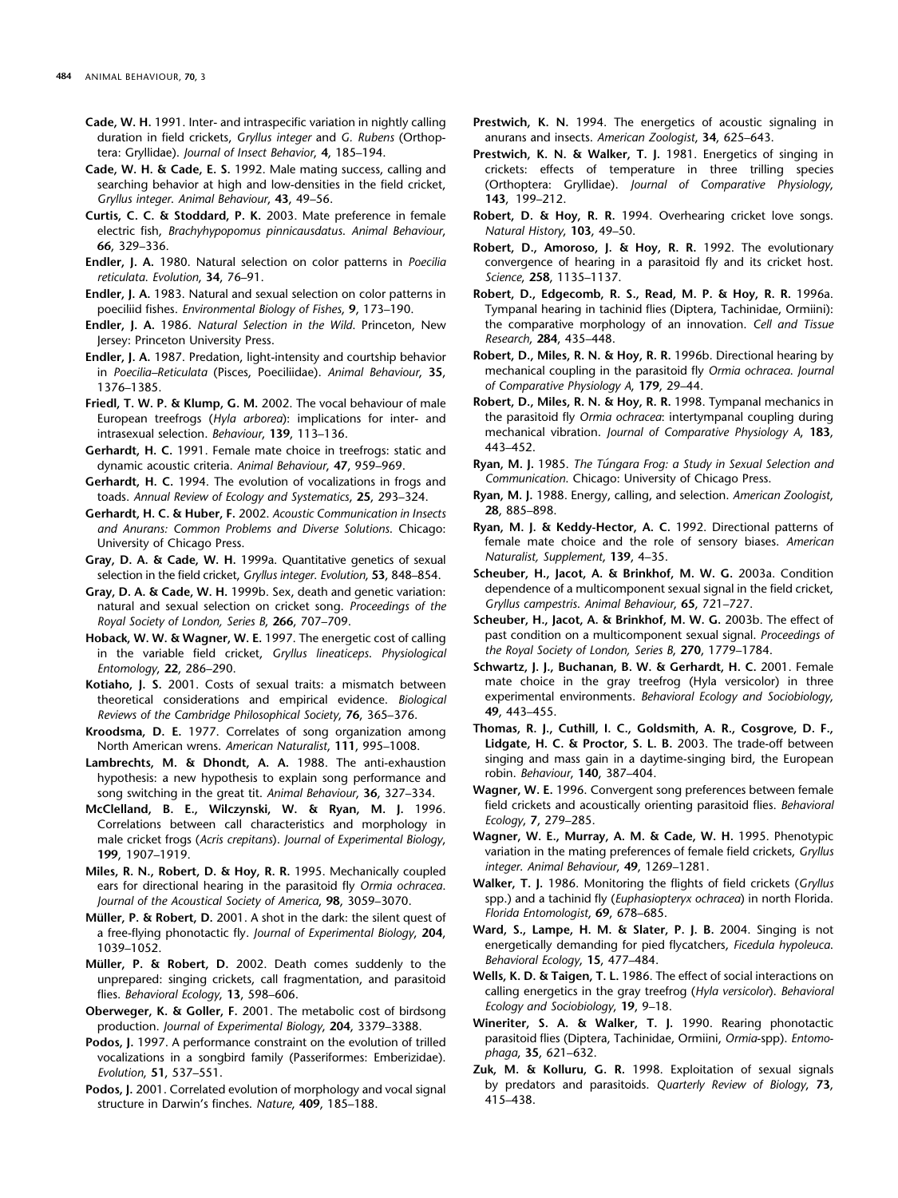Cade, W. H. 1991. Inter- and intraspecific variation in nightly calling duration in field crickets, *Gryllus integer* and *G. Rubens* (Orthoptera: Gryllidae). *Journal of Insect Behavior*, **4**, 185–194.

Cade, W. H. & Cade, E. S. 1992. Male mating success, calling and searching behavior at high and low-densities in the field cricket, *Gryllus integer*. *Animal Behaviour*, **43**, 49–56.

Curtis, C. C. & Stoddard, P. K. 2003. Mate preference in female electric fish, *Brachyhypopomus pinnicausdatus*. *Animal Behaviour*, **66**, 329–336.

Endler, J. A. 1980. Natural selection on color patterns in *Poecilia reticulata*. *Evolution*, **34**, 76–91.

Endler, J. A. 1983. Natural and sexual selection on color patterns in poeciliid fishes. *Environmental Biology of Fishes*, **9**, 173–190.

Endler, J. A. 1986. *Natural Selection in the Wild*. Princeton, New Jersey: Princeton University Press.

Endler, J. A. 1987. Predation, light-intensity and courtship behavior in *Poecilia–Reticulata* (Pisces, Poeciliidae). *Animal Behaviour*, **35**, 1376–1385.

Friedl, T. W. P. & Klump, G. M. 2002. The vocal behaviour of male European treefrogs (*Hyla arborea*): implications for inter- and intrasexual selection. *Behaviour*, **139**, 113–136.

Gerhardt, H. C. 1991. Female mate choice in treefrogs: static and dynamic acoustic criteria. *Animal Behaviour*, **47**, 959–969.

Gerhardt, H. C. 1994. The evolution of vocalizations in frogs and toads. *Annual Review of Ecology and Systematics*, **25**, 293–324.

Gerhardt, H. C. & Huber, F. 2002. *Acoustic Communication in Insects and Anurans: Common Problems and Diverse Solutions*. Chicago: University of Chicago Press.

Gray, D. A. & Cade, W. H. 1999a. Quantitative genetics of sexual selection in the field cricket, *Gryllus integer*. *Evolution*, **53**, 848–854.

Gray, D. A. & Cade, W. H. 1999b. Sex, death and genetic variation: natural and sexual selection on cricket song. *Proceedings of the Royal Society of London, Series B*, **266**, 707–709.

Hoback, W. W. & Wagner, W. E. 1997. The energetic cost of calling in the variable field cricket, *Gryllus lineaticeps*. *Physiological Entomology*, **22**, 286–290.

Kotiaho, J. S. 2001. Costs of sexual traits: a mismatch between theoretical considerations and empirical evidence. *Biological Reviews of the Cambridge Philosophical Society*, **76**, 365–376.

Kroodsma, D. E. 1977. Correlates of song organization among North American wrens. *American Naturalist*, **111**, 995–1008.

Lambrechts, M. & Dhondt, A. A. 1988. The anti-exhaustion hypothesis: a new hypothesis to explain song performance and song switching in the great tit. *Animal Behaviour*, **36**, 327–334.

McClelland, B. E., Wilczynski, W. & Ryan, M. J. 1996. Correlations between call characteristics and morphology in male cricket frogs (*Acris crepitans*). *Journal of Experimental Biology*, **199**, 1907–1919.

Miles, R. N., Robert, D. & Hoy, R. R. 1995. Mechanically coupled ears for directional hearing in the parasitoid fly *Ormia ochracea*. *Journal of the Acoustical Society of America*, **98**, 3059–3070.

Müller, P. & Robert, D. 2001. A shot in the dark: the silent quest of a free-flying phonotactic fly. *Journal of Experimental Biology*, **204**, 1039–1052.

Müller, P. & Robert, D. 2002. Death comes suddenly to the unprepared: singing crickets, call fragmentation, and parasitoid flies. *Behavioral Ecology*, **13**, 598–606.

Oberweger, K. & Goller, F. 2001. The metabolic cost of birdsong production. *Journal of Experimental Biology*, **204**, 3379–3388.

Podos, J. 1997. A performance constraint on the evolution of trilled vocalizations in a songbird family (Passeriformes: Emberizidae). *Evolution*, **51**, 537–551.

Podos, J. 2001. Correlated evolution of morphology and vocal signal structure in Darwin's finches. *Nature*, **409**, 185–188.

Prestwich, K. N. 1994. The energetics of acoustic signaling in anurans and insects. *American Zoologist*, **34**, 625–643.

Prestwich, K. N. & Walker, T. J. 1981. Energetics of singing in crickets: effects of temperature in three trilling species (Orthoptera: Gryllidae). *Journal of Comparative Physiology*, **143**, 199–212.

Robert, D. & Hoy, R. R. 1994. Overhearing cricket love songs. *Natural History*, **103**, 49–50.

Robert, D., Amoroso, J. & Hoy, R. R. 1992. The evolutionary convergence of hearing in a parasitoid fly and its cricket host. *Science*, **258**, 1135–1137.

Robert, D., Edgecomb, R. S., Read, M. P. & Hoy, R. R. 1996a. Tympanal hearing in tachinid flies (Diptera, Tachinidae, Ormiini): the comparative morphology of an innovation. *Cell and Tissue Research*, **284**, 435–448.

Robert, D., Miles, R. N. & Hoy, R. R. 1996b. Directional hearing by mechanical coupling in the parasitoid fly *Ormia ochracea*. *Journal of Comparative Physiology A*, **179**, 29–44.

Robert, D., Miles, R. N. & Hoy, R. R. 1998. Tympanal mechanics in the parasitoid fly *Ormia ochracea*: intertympanal coupling during mechanical vibration. *Journal of Comparative Physiology A*, **183**, 443–452.

Ryan, M. J. 1985. *The Túngara Frog: a Study in Sexual Selection and Communication*. Chicago: University of Chicago Press.

Ryan, M. J. 1988. Energy, calling, and selection. *American Zoologist*, **28**, 885–898.

Ryan, M. J. & Keddy-Hector, A. C. 1992. Directional patterns of female mate choice and the role of sensory biases. *American Naturalist, Supplement*, **139**, 4–35.

Scheuber, H., Jacot, A. & Brinkhof, M. W. G. 2003a. Condition dependence of a multicomponent sexual signal in the field cricket, *Gryllus campestris*. *Animal Behaviour*, **65**, 721–727.

Scheuber, H., Jacot, A. & Brinkhof, M. W. G. 2003b. The effect of past condition on a multicomponent sexual signal. *Proceedings of the Royal Society of London, Series B*, **270**, 1779–1784.

Schwartz, J. J., Buchanan, B. W. & Gerhardt, H. C. 2001. Female mate choice in the gray treefrog (Hyla versicolor) in three experimental environments. *Behavioral Ecology and Sociobiology*, **49**, 443–455.

Thomas, R. J., Cuthill, I. C., Goldsmith, A. R., Cosgrove, D. F., Lidgate, H. C. & Proctor, S. L. B. 2003. The trade-off between singing and mass gain in a daytime-singing bird, the European robin. *Behaviour*, **140**, 387–404.

Wagner, W. E. 1996. Convergent song preferences between female field crickets and acoustically orienting parasitoid flies. *Behavioral Ecology*, **7**, 279–285.

Wagner, W. E., Murray, A. M. & Cade, W. H. 1995. Phenotypic variation in the mating preferences of female field crickets, *Gryllus integer*. *Animal Behaviour*, **49**, 1269–1281.

Walker, T. J. 1986. Monitoring the flights of field crickets (*Gryllus* spp.) and a tachinid fly (*Euphasiopteryx ochracea*) in north Florida. *Florida Entomologist*, **69**, 678–685.

Ward, S., Lampe, H. M. & Slater, P. J. B. 2004. Singing is not energetically demanding for pied flycatchers, *Ficedula hypoleuca*. *Behavioral Ecology*, **15**, 477–484.

Wells, K. D. & Taigen, T. L. 1986. The effect of social interactions on calling energetics in the gray treefrog (*Hyla versicolor*). *Behavioral Ecology and Sociobiology*, **19**, 9–18.

Wineriter, S. A. & Walker, T. J. 1990. Rearing phonotactic parasitoid flies (Diptera, Tachinidae, Ormiini, *Ormia*-spp). *Entomophaga*, **35**, 621–632.

Zuk, M. & Kolluru, G. R. 1998. Exploitation of sexual signals by predators and parasitoids. *Quarterly Review of Biology*, **73**, 415–438.